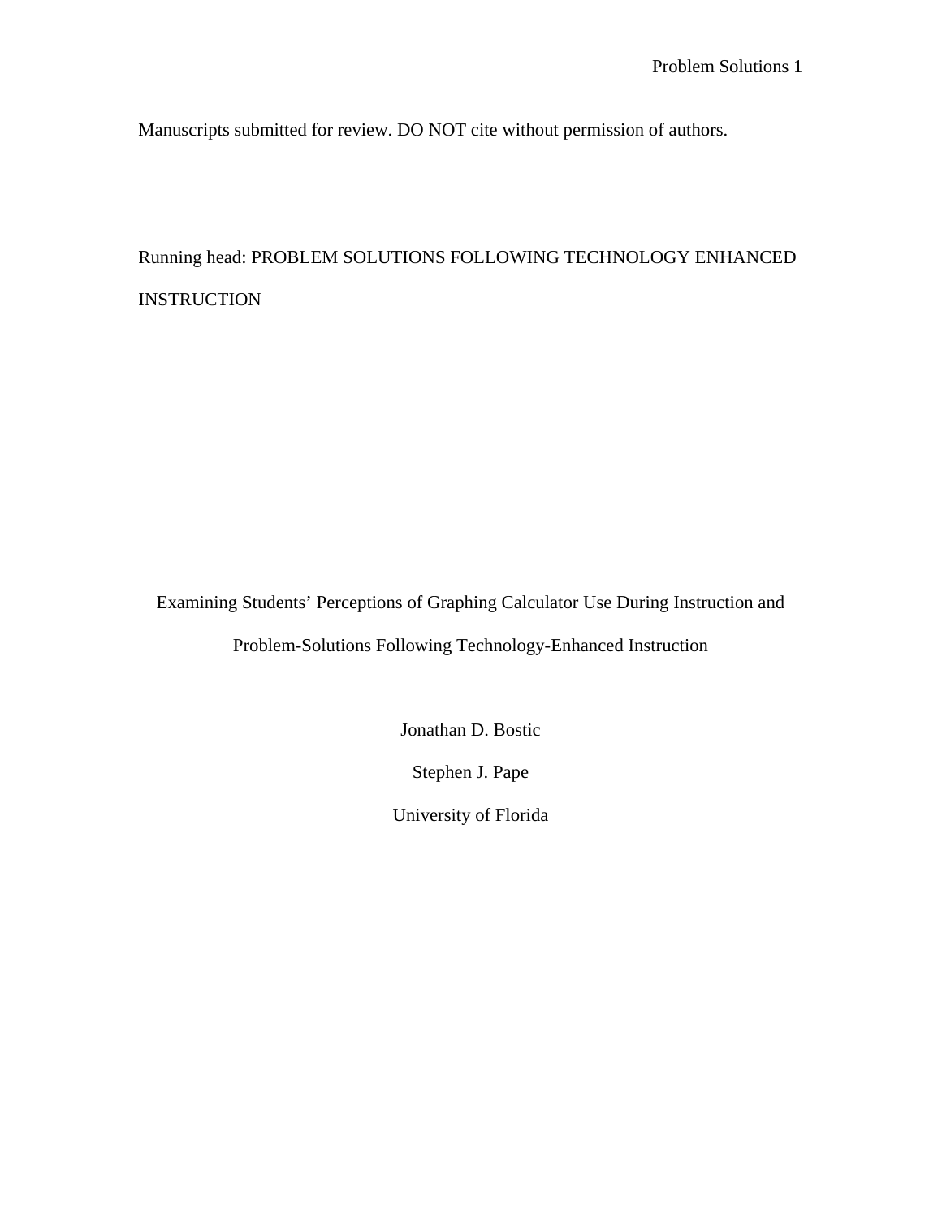Manuscripts submitted for review. DO NOT cite without permission of authors.

Running head: PROBLEM SOLUTIONS FOLLOWING TECHNOLOGY ENHANCED INSTRUCTION

# Examining Students' Perceptions of Graphing Calculator Use During Instruction and Problem-Solutions Following Technology-Enhanced Instruction

Jonathan D. Bostic

Stephen J. Pape

University of Florida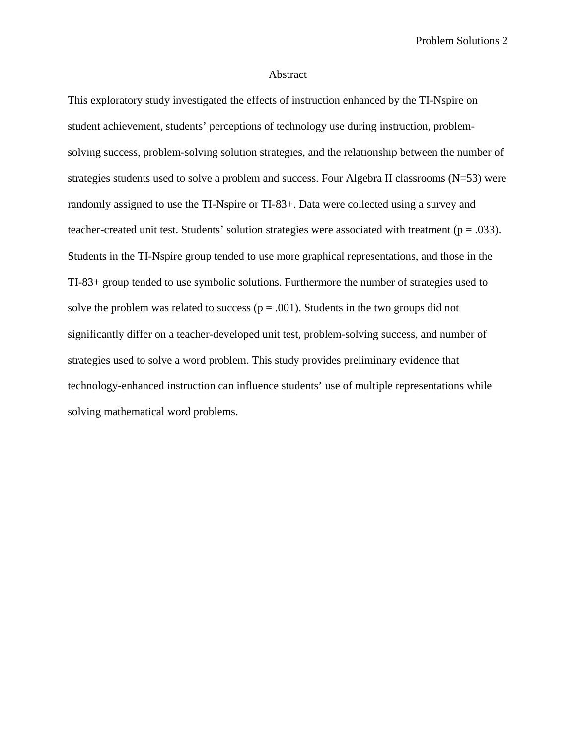# Abstract

This exploratory study investigated the effects of instruction enhanced by the TI-Nspire on student achievement, students' perceptions of technology use during instruction, problem-solving success, problem-solving solution strategies, and the relationship between the number of strategies students used to solve a problem and success. Four Algebra II classrooms ($N=53$) were randomly assigned to use the TI-Nspire or TI-83+. Data were collected using a survey and teacher-created unit test. Students' solution strategies were associated with treatment ($p = .033$). Students in the TI-Nspire group tended to use more graphical representations, and those in the TI-83+ group tended to use symbolic solutions. Furthermore the number of strategies used to solve the problem was related to success ($p = .001$). Students in the two groups did not significantly differ on a teacher-developed unit test, problem-solving success, and number of strategies used to solve a word problem. This study provides preliminary evidence that technology-enhanced instruction can influence students' use of multiple representations while solving mathematical word problems.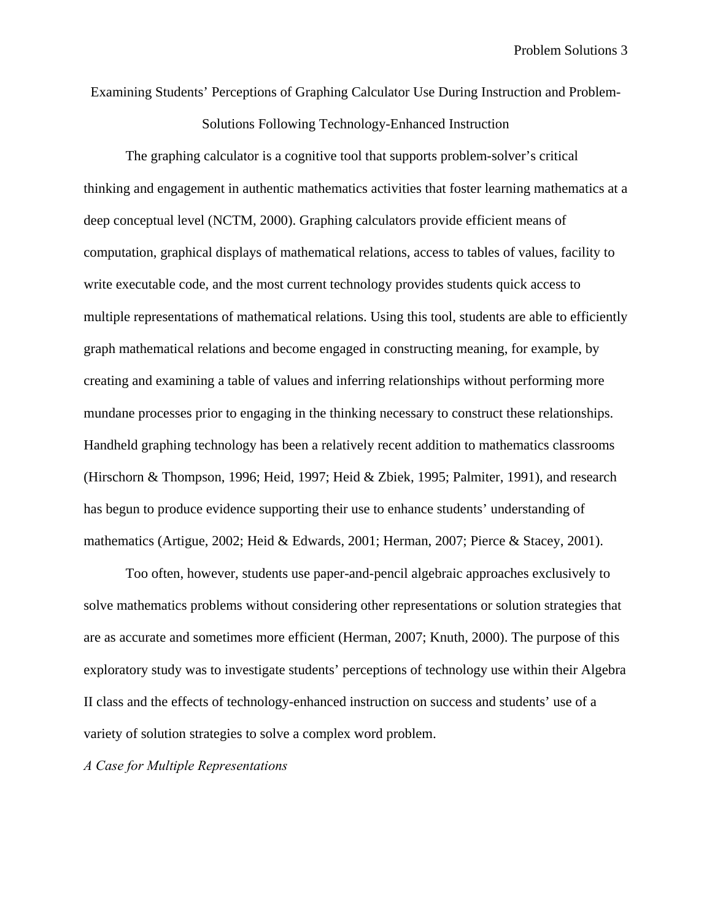# Examining Students' Perceptions of Graphing Calculator Use During Instruction and Problem-Solutions Following Technology-Enhanced Instruction

The graphing calculator is a cognitive tool that supports problem-solver's critical thinking and engagement in authentic mathematics activities that foster learning mathematics at a deep conceptual level (NCTM, 2000). Graphing calculators provide efficient means of computation, graphical displays of mathematical relations, access to tables of values, facility to write executable code, and the most current technology provides students quick access to multiple representations of mathematical relations. Using this tool, students are able to efficiently graph mathematical relations and become engaged in constructing meaning, for example, by creating and examining a table of values and inferring relationships without performing more mundane processes prior to engaging in the thinking necessary to construct these relationships. Handheld graphing technology has been a relatively recent addition to mathematics classrooms (Hirschorn & Thompson, 1996; Heid, 1997; Heid & Zbiek, 1995; Palmiter, 1991), and research has begun to produce evidence supporting their use to enhance students' understanding of mathematics (Artigue, 2002; Heid & Edwards, 2001; Herman, 2007; Pierce & Stacey, 2001).

Too often, however, students use paper-and-pencil algebraic approaches exclusively to solve mathematics problems without considering other representations or solution strategies that are as accurate and sometimes more efficient (Herman, 2007; Knuth, 2000). The purpose of this exploratory study was to investigate students' perceptions of technology use within their Algebra II class and the effects of technology-enhanced instruction on success and students' use of a variety of solution strategies to solve a complex word problem.

## *A Case for Multiple Representations*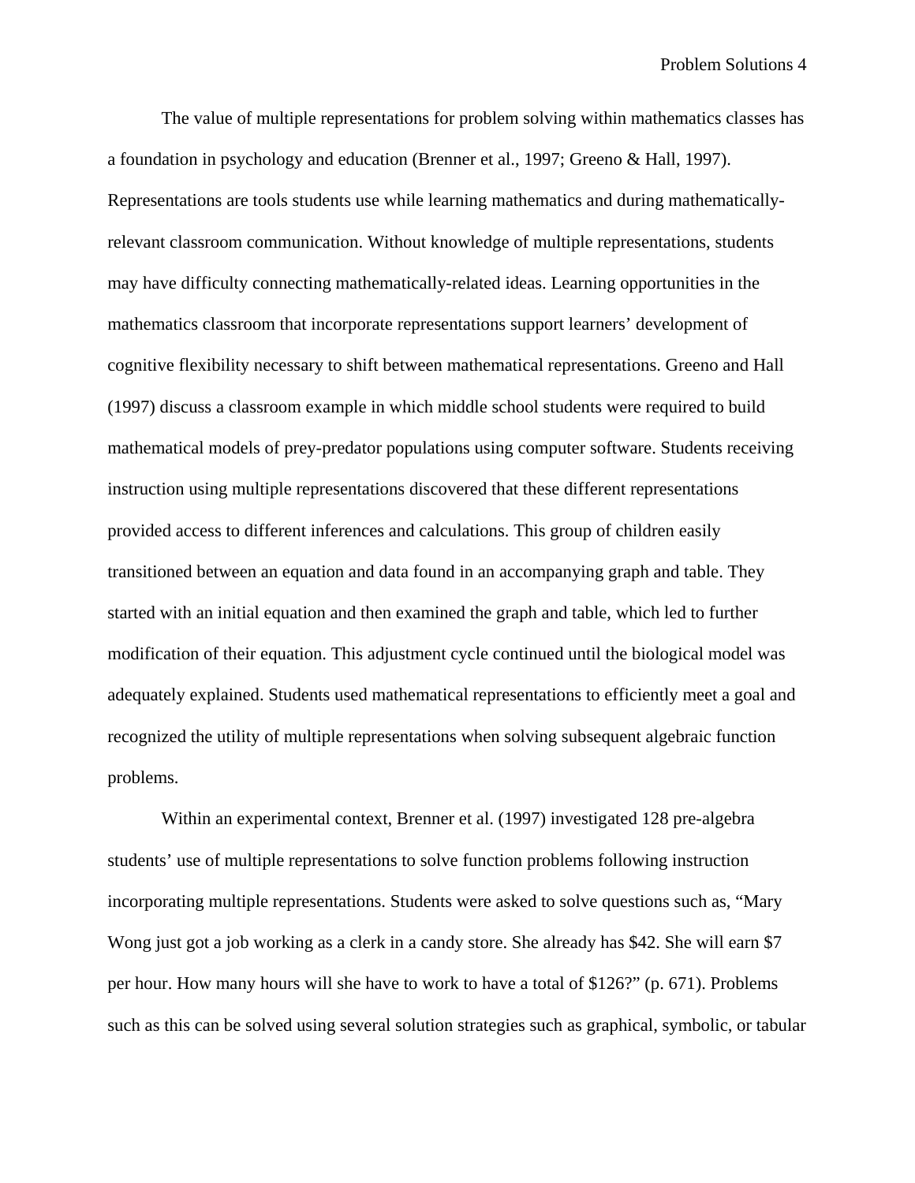The value of multiple representations for problem solving within mathematics classes has a foundation in psychology and education (Brenner et al., 1997; Greeno & Hall, 1997). Representations are tools students use while learning mathematics and during mathematically-relevant classroom communication. Without knowledge of multiple representations, students may have difficulty connecting mathematically-related ideas. Learning opportunities in the mathematics classroom that incorporate representations support learners' development of cognitive flexibility necessary to shift between mathematical representations. Greeno and Hall (1997) discuss a classroom example in which middle school students were required to build mathematical models of prey-predator populations using computer software. Students receiving instruction using multiple representations discovered that these different representations provided access to different inferences and calculations. This group of children easily transitioned between an equation and data found in an accompanying graph and table. They started with an initial equation and then examined the graph and table, which led to further modification of their equation. This adjustment cycle continued until the biological model was adequately explained. Students used mathematical representations to efficiently meet a goal and recognized the utility of multiple representations when solving subsequent algebraic function problems.

Within an experimental context, Brenner et al. (1997) investigated 128 pre-algebra students' use of multiple representations to solve function problems following instruction incorporating multiple representations. Students were asked to solve questions such as, "Mary Wong just got a job working as a clerk in a candy store. She already has $42. She will earn $7 per hour. How many hours will she have to work to have a total of $126?" (p. 671). Problems such as this can be solved using several solution strategies such as graphical, symbolic, or tabular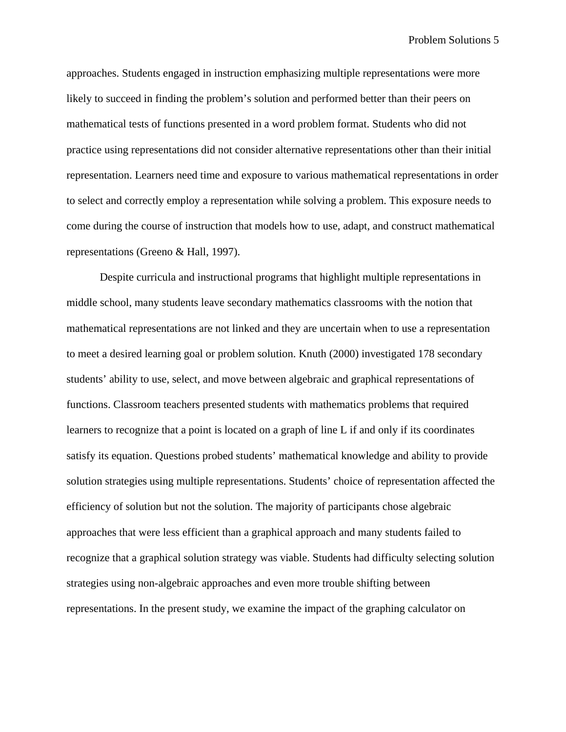approaches. Students engaged in instruction emphasizing multiple representations were more likely to succeed in finding the problem's solution and performed better than their peers on mathematical tests of functions presented in a word problem format. Students who did not practice using representations did not consider alternative representations other than their initial representation. Learners need time and exposure to various mathematical representations in order to select and correctly employ a representation while solving a problem. This exposure needs to come during the course of instruction that models how to use, adapt, and construct mathematical representations (Greeno & Hall, 1997).

Despite curricula and instructional programs that highlight multiple representations in middle school, many students leave secondary mathematics classrooms with the notion that mathematical representations are not linked and they are uncertain when to use a representation to meet a desired learning goal or problem solution. Knuth (2000) investigated 178 secondary students' ability to use, select, and move between algebraic and graphical representations of functions. Classroom teachers presented students with mathematics problems that required learners to recognize that a point is located on a graph of line L if and only if its coordinates satisfy its equation. Questions probed students' mathematical knowledge and ability to provide solution strategies using multiple representations. Students' choice of representation affected the efficiency of solution but not the solution. The majority of participants chose algebraic approaches that were less efficient than a graphical approach and many students failed to recognize that a graphical solution strategy was viable. Students had difficulty selecting solution strategies using non-algebraic approaches and even more trouble shifting between representations. In the present study, we examine the impact of the graphing calculator on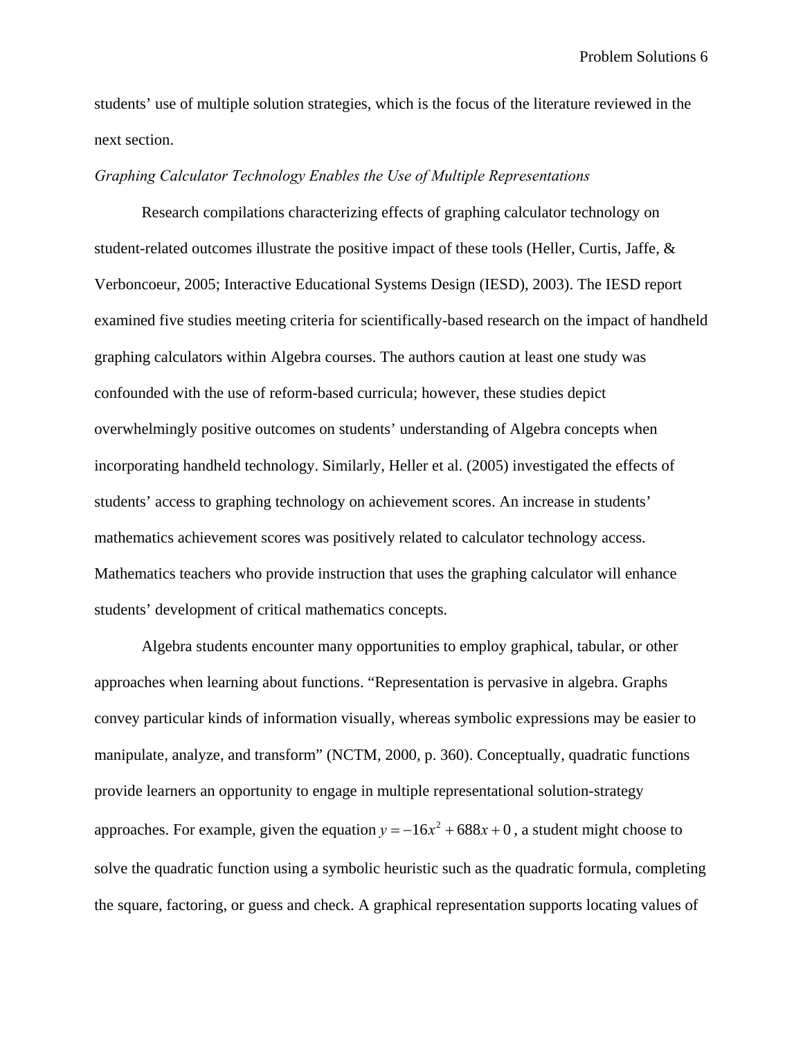students' use of multiple solution strategies, which is the focus of the literature reviewed in the next section.

*Graphing Calculator Technology Enables the Use of Multiple Representations*

Research compilations characterizing effects of graphing calculator technology on student-related outcomes illustrate the positive impact of these tools (Heller, Curtis, Jaffe, & Verboncoeur, 2005; Interactive Educational Systems Design (IESD), 2003). The IESD report examined five studies meeting criteria for scientifically-based research on the impact of handheld graphing calculators within Algebra courses. The authors caution at least one study was confounded with the use of reform-based curricula; however, these studies depict overwhelmingly positive outcomes on students' understanding of Algebra concepts when incorporating handheld technology. Similarly, Heller et al. (2005) investigated the effects of students' access to graphing technology on achievement scores. An increase in students' mathematics achievement scores was positively related to calculator technology access. Mathematics teachers who provide instruction that uses the graphing calculator will enhance students' development of critical mathematics concepts.

Algebra students encounter many opportunities to employ graphical, tabular, or other approaches when learning about functions. "Representation is pervasive in algebra. Graphs convey particular kinds of information visually, whereas symbolic expressions may be easier to manipulate, analyze, and transform" (NCTM, 2000, p. 360). Conceptually, quadratic functions provide learners an opportunity to engage in multiple representational solution-strategy approaches. For example, given the equation $y = -16x^2 + 688x + 0$, a student might choose to solve the quadratic function using a symbolic heuristic such as the quadratic formula, completing the square, factoring, or guess and check. A graphical representation supports locating values of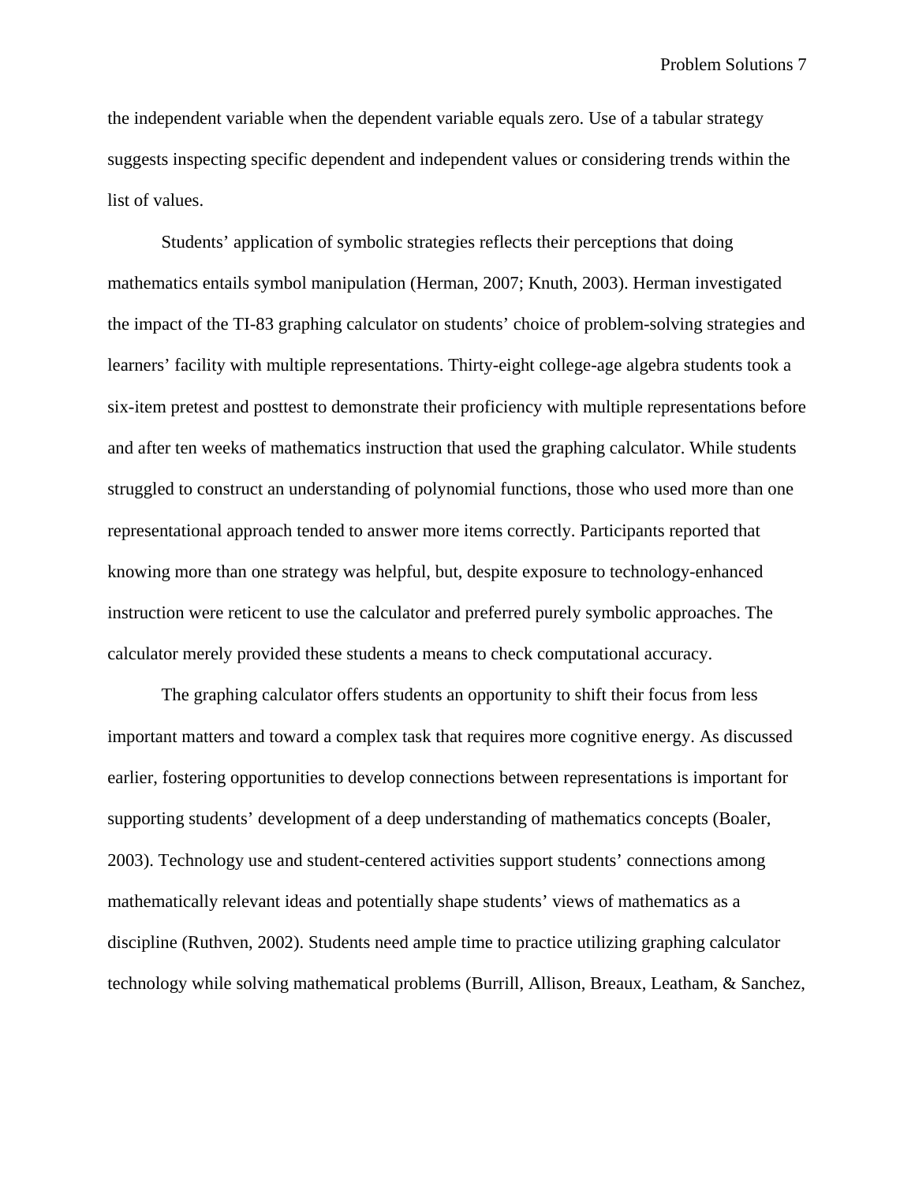the independent variable when the dependent variable equals zero. Use of a tabular strategy suggests inspecting specific dependent and independent values or considering trends within the list of values.

Students' application of symbolic strategies reflects their perceptions that doing mathematics entails symbol manipulation (Herman, 2007; Knuth, 2003). Herman investigated the impact of the TI-83 graphing calculator on students' choice of problem-solving strategies and learners' facility with multiple representations. Thirty-eight college-age algebra students took a six-item pretest and posttest to demonstrate their proficiency with multiple representations before and after ten weeks of mathematics instruction that used the graphing calculator. While students struggled to construct an understanding of polynomial functions, those who used more than one representational approach tended to answer more items correctly. Participants reported that knowing more than one strategy was helpful, but, despite exposure to technology-enhanced instruction were reticent to use the calculator and preferred purely symbolic approaches. The calculator merely provided these students a means to check computational accuracy.

The graphing calculator offers students an opportunity to shift their focus from less important matters and toward a complex task that requires more cognitive energy. As discussed earlier, fostering opportunities to develop connections between representations is important for supporting students' development of a deep understanding of mathematics concepts (Boaler, 2003). Technology use and student-centered activities support students' connections among mathematically relevant ideas and potentially shape students' views of mathematics as a discipline (Ruthven, 2002). Students need ample time to practice utilizing graphing calculator technology while solving mathematical problems (Burrill, Allison, Breaux, Leatham, & Sanchez,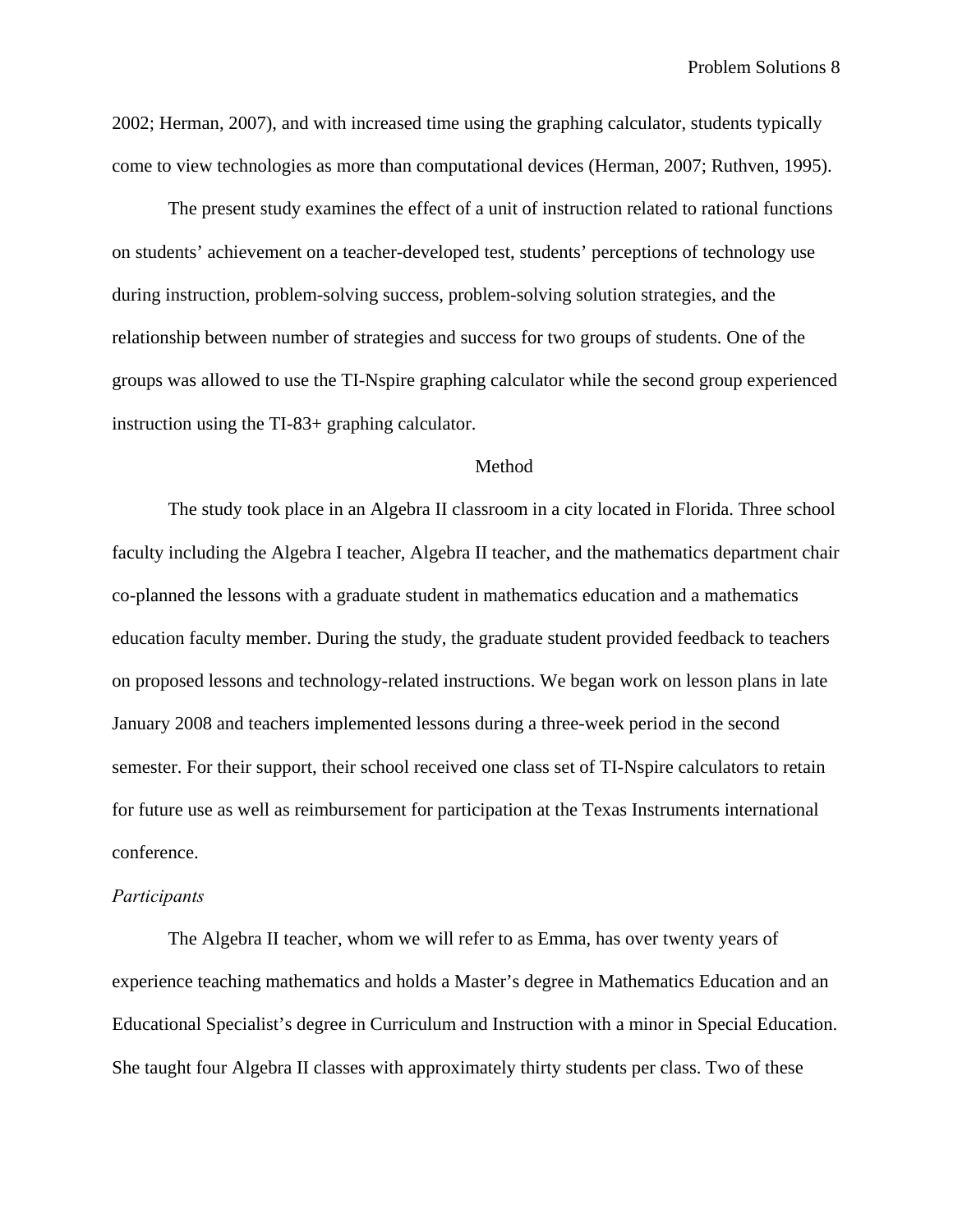2002; Herman, 2007), and with increased time using the graphing calculator, students typically come to view technologies as more than computational devices (Herman, 2007; Ruthven, 1995).

The present study examines the effect of a unit of instruction related to rational functions on students' achievement on a teacher-developed test, students' perceptions of technology use during instruction, problem-solving success, problem-solving solution strategies, and the relationship between number of strategies and success for two groups of students. One of the groups was allowed to use the TI-Nspire graphing calculator while the second group experienced instruction using the TI-83+ graphing calculator.

## Method

The study took place in an Algebra II classroom in a city located in Florida. Three school faculty including the Algebra I teacher, Algebra II teacher, and the mathematics department chair co-planned the lessons with a graduate student in mathematics education and a mathematics education faculty member. During the study, the graduate student provided feedback to teachers on proposed lessons and technology-related instructions. We began work on lesson plans in late January 2008 and teachers implemented lessons during a three-week period in the second semester. For their support, their school received one class set of TI-Nspire calculators to retain for future use as well as reimbursement for participation at the Texas Instruments international conference.

### *Participants*

The Algebra II teacher, whom we will refer to as Emma, has over twenty years of experience teaching mathematics and holds a Master's degree in Mathematics Education and an Educational Specialist's degree in Curriculum and Instruction with a minor in Special Education. She taught four Algebra II classes with approximately thirty students per class. Two of these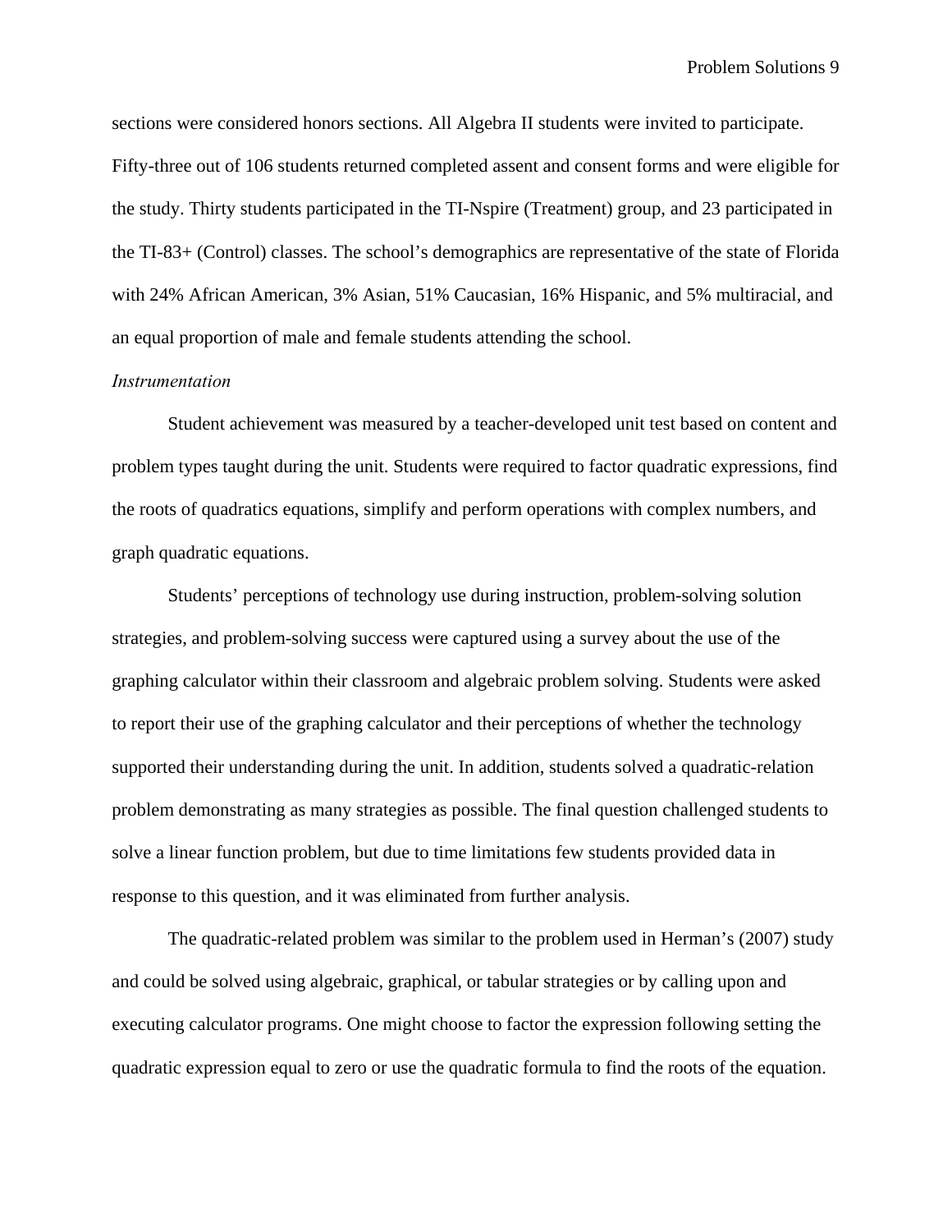sections were considered honors sections. All Algebra II students were invited to participate. Fifty-three out of 106 students returned completed assent and consent forms and were eligible for the study. Thirty students participated in the TI-Nspire (Treatment) group, and 23 participated in the TI-83+ (Control) classes. The school's demographics are representative of the state of Florida with 24% African American, 3% Asian, 51% Caucasian, 16% Hispanic, and 5% multiracial, and an equal proportion of male and female students attending the school.

*Instrumentation*

Student achievement was measured by a teacher-developed unit test based on content and problem types taught during the unit. Students were required to factor quadratic expressions, find the roots of quadratics equations, simplify and perform operations with complex numbers, and graph quadratic equations.

Students' perceptions of technology use during instruction, problem-solving solution strategies, and problem-solving success were captured using a survey about the use of the graphing calculator within their classroom and algebraic problem solving. Students were asked to report their use of the graphing calculator and their perceptions of whether the technology supported their understanding during the unit. In addition, students solved a quadratic-relation problem demonstrating as many strategies as possible. The final question challenged students to solve a linear function problem, but due to time limitations few students provided data in response to this question, and it was eliminated from further analysis.

The quadratic-related problem was similar to the problem used in Herman's (2007) study and could be solved using algebraic, graphical, or tabular strategies or by calling upon and executing calculator programs. One might choose to factor the expression following setting the quadratic expression equal to zero or use the quadratic formula to find the roots of the equation.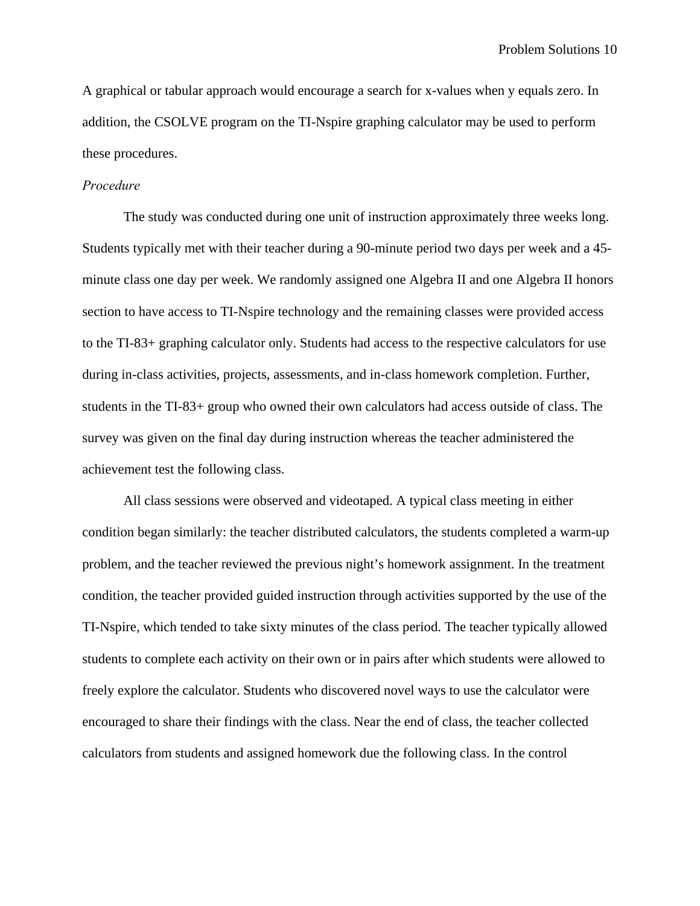A graphical or tabular approach would encourage a search for x-values when y equals zero. In addition, the CSOLVE program on the TI-Nspire graphing calculator may be used to perform these procedures.

*Procedure*

The study was conducted during one unit of instruction approximately three weeks long. Students typically met with their teacher during a 90-minute period two days per week and a 45-minute class one day per week. We randomly assigned one Algebra II and one Algebra II honors section to have access to TI-Nspire technology and the remaining classes were provided access to the TI-83+ graphing calculator only. Students had access to the respective calculators for use during in-class activities, projects, assessments, and in-class homework completion. Further, students in the TI-83+ group who owned their own calculators had access outside of class. The survey was given on the final day during instruction whereas the teacher administered the achievement test the following class.

All class sessions were observed and videotaped. A typical class meeting in either condition began similarly: the teacher distributed calculators, the students completed a warm-up problem, and the teacher reviewed the previous night's homework assignment. In the treatment condition, the teacher provided guided instruction through activities supported by the use of the TI-Nspire, which tended to take sixty minutes of the class period. The teacher typically allowed students to complete each activity on their own or in pairs after which students were allowed to freely explore the calculator. Students who discovered novel ways to use the calculator were encouraged to share their findings with the class. Near the end of class, the teacher collected calculators from students and assigned homework due the following class. In the control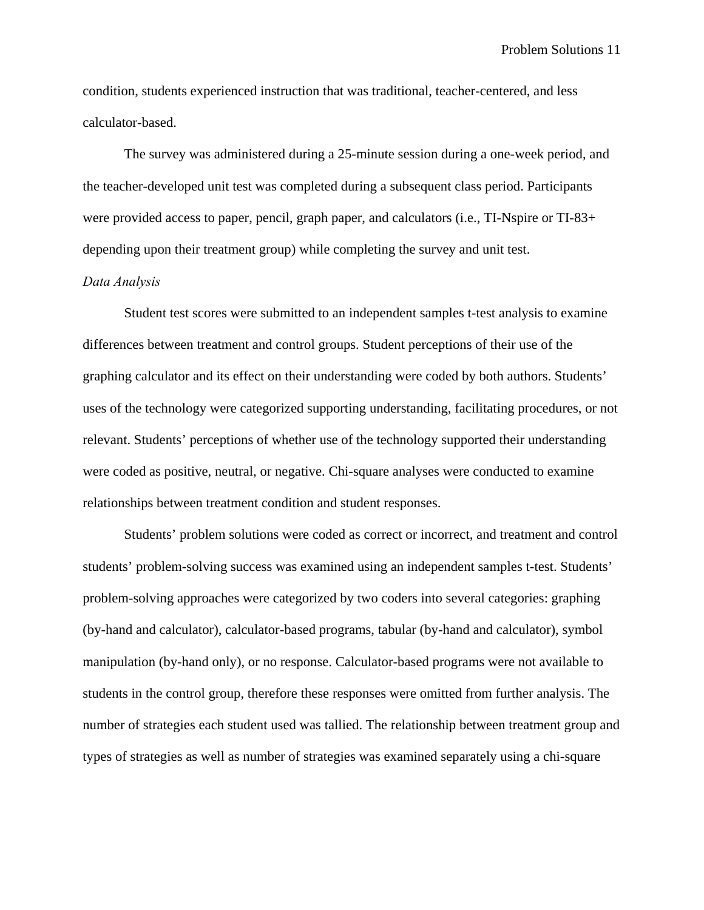condition, students experienced instruction that was traditional, teacher-centered, and less calculator-based.

The survey was administered during a 25-minute session during a one-week period, and the teacher-developed unit test was completed during a subsequent class period. Participants were provided access to paper, pencil, graph paper, and calculators (i.e., TI-Nspire or TI-83+ depending upon their treatment group) while completing the survey and unit test.

### *Data Analysis*

Student test scores were submitted to an independent samples t-test analysis to examine differences between treatment and control groups. Student perceptions of their use of the graphing calculator and its effect on their understanding were coded by both authors. Students' uses of the technology were categorized supporting understanding, facilitating procedures, or not relevant. Students' perceptions of whether use of the technology supported their understanding were coded as positive, neutral, or negative. Chi-square analyses were conducted to examine relationships between treatment condition and student responses.

Students' problem solutions were coded as correct or incorrect, and treatment and control students' problem-solving success was examined using an independent samples t-test. Students' problem-solving approaches were categorized by two coders into several categories: graphing (by-hand and calculator), calculator-based programs, tabular (by-hand and calculator), symbol manipulation (by-hand only), or no response. Calculator-based programs were not available to students in the control group, therefore these responses were omitted from further analysis. The number of strategies each student used was tallied. The relationship between treatment group and types of strategies as well as number of strategies was examined separately using a chi-square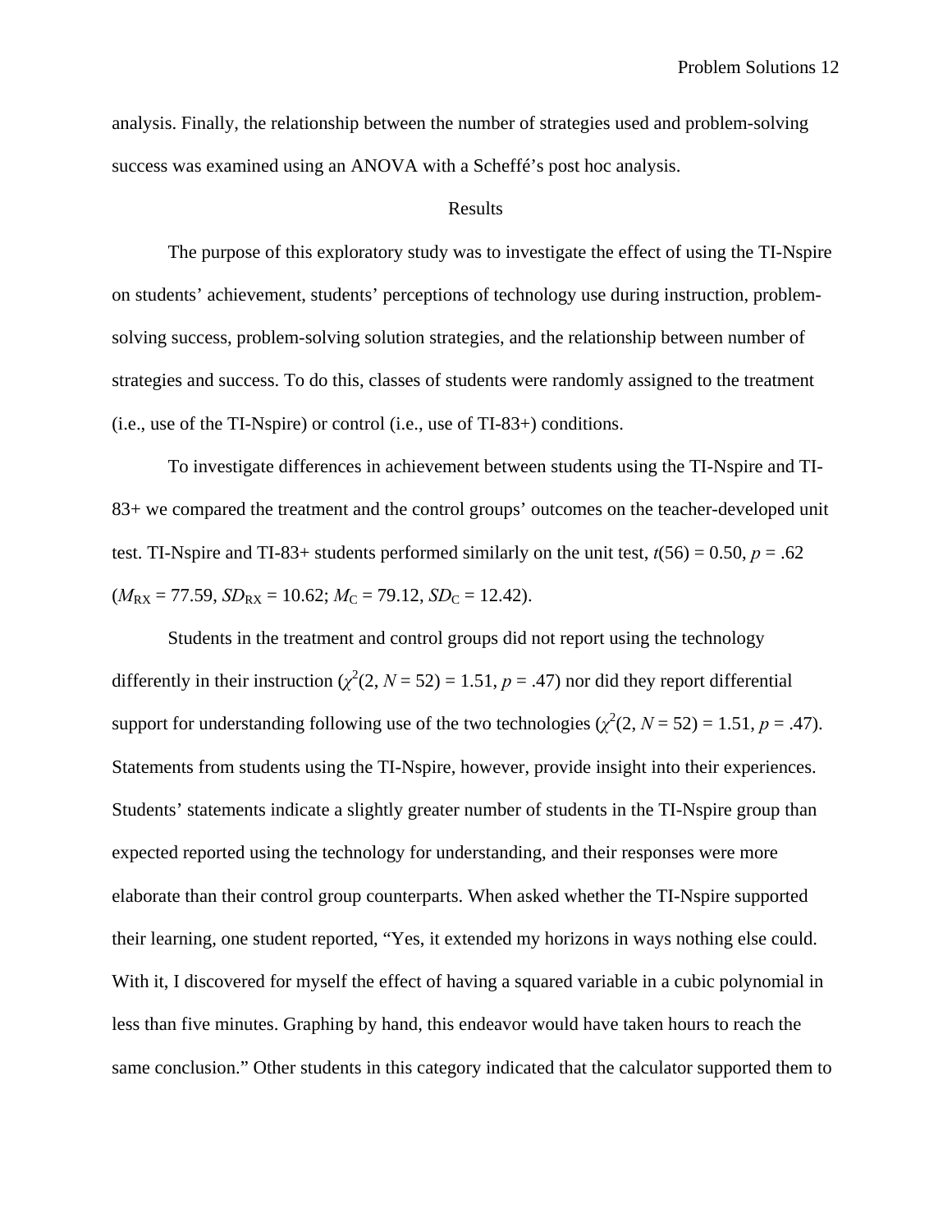analysis. Finally, the relationship between the number of strategies used and problem-solving success was examined using an ANOVA with a Scheffé's post hoc analysis.

## Results

The purpose of this exploratory study was to investigate the effect of using the TI-Nspire on students' achievement, students' perceptions of technology use during instruction, problem-solving success, problem-solving solution strategies, and the relationship between number of strategies and success. To do this, classes of students were randomly assigned to the treatment (i.e., use of the TI-Nspire) or control (i.e., use of TI-83+) conditions.

To investigate differences in achievement between students using the TI-Nspire and TI-83+ we compared the treatment and the control groups' outcomes on the teacher-developed unit test. TI-Nspire and TI-83+ students performed similarly on the unit test, $t(56) = 0.50$, $p = .62$ ($M_{RX} = 77.59$, $SD_{RX} = 10.62$; $M_C = 79.12$, $SD_C = 12.42$).

Students in the treatment and control groups did not report using the technology differently in their instruction ($\chi^2(2, N = 52) = 1.51$, $p = .47$) nor did they report differential support for understanding following use of the two technologies ($\chi^2(2, N = 52) = 1.51$, $p = .47$). Statements from students using the TI-Nspire, however, provide insight into their experiences. Students' statements indicate a slightly greater number of students in the TI-Nspire group than expected reported using the technology for understanding, and their responses were more elaborate than their control group counterparts. When asked whether the TI-Nspire supported their learning, one student reported, "Yes, it extended my horizons in ways nothing else could. With it, I discovered for myself the effect of having a squared variable in a cubic polynomial in less than five minutes. Graphing by hand, this endeavor would have taken hours to reach the same conclusion." Other students in this category indicated that the calculator supported them to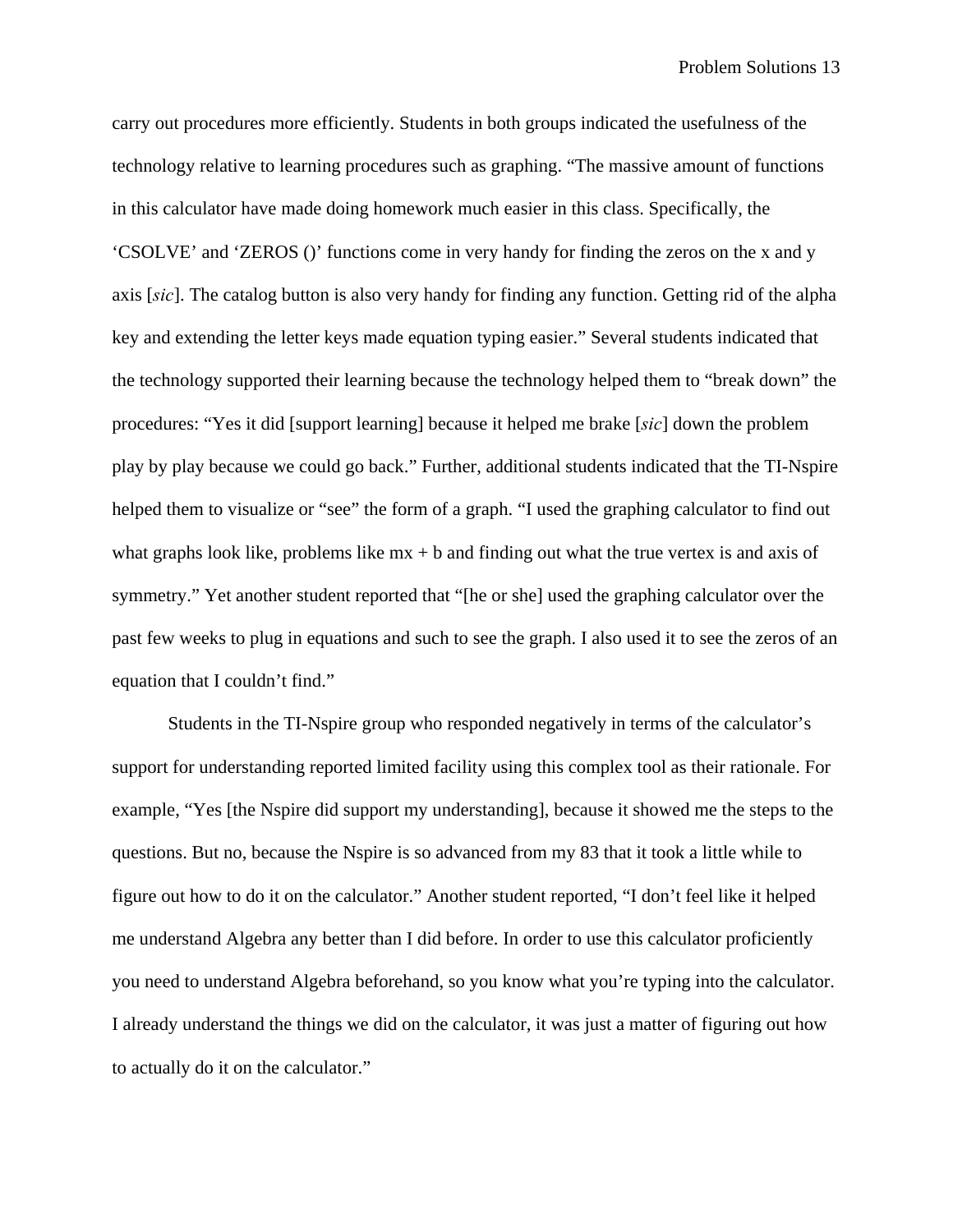carry out procedures more efficiently. Students in both groups indicated the usefulness of the technology relative to learning procedures such as graphing. "The massive amount of functions in this calculator have made doing homework much easier in this class. Specifically, the 'CSOLVE' and 'ZEROS ()' functions come in very handy for finding the zeros on the x and y axis [*sic*]. The catalog button is also very handy for finding any function. Getting rid of the alpha key and extending the letter keys made equation typing easier." Several students indicated that the technology supported their learning because the technology helped them to "break down" the procedures: "Yes it did [support learning] because it helped me brake [*sic*] down the problem play by play because we could go back." Further, additional students indicated that the TI-Nspire helped them to visualize or "see" the form of a graph. "I used the graphing calculator to find out what graphs look like, problems like mx + b and finding out what the true vertex is and axis of symmetry." Yet another student reported that "[he or she] used the graphing calculator over the past few weeks to plug in equations and such to see the graph. I also used it to see the zeros of an equation that I couldn't find."

Students in the TI-Nspire group who responded negatively in terms of the calculator's support for understanding reported limited facility using this complex tool as their rationale. For example, "Yes [the Nspire did support my understanding], because it showed me the steps to the questions. But no, because the Nspire is so advanced from my 83 that it took a little while to figure out how to do it on the calculator." Another student reported, "I don't feel like it helped me understand Algebra any better than I did before. In order to use this calculator proficiently you need to understand Algebra beforehand, so you know what you're typing into the calculator. I already understand the things we did on the calculator, it was just a matter of figuring out how to actually do it on the calculator."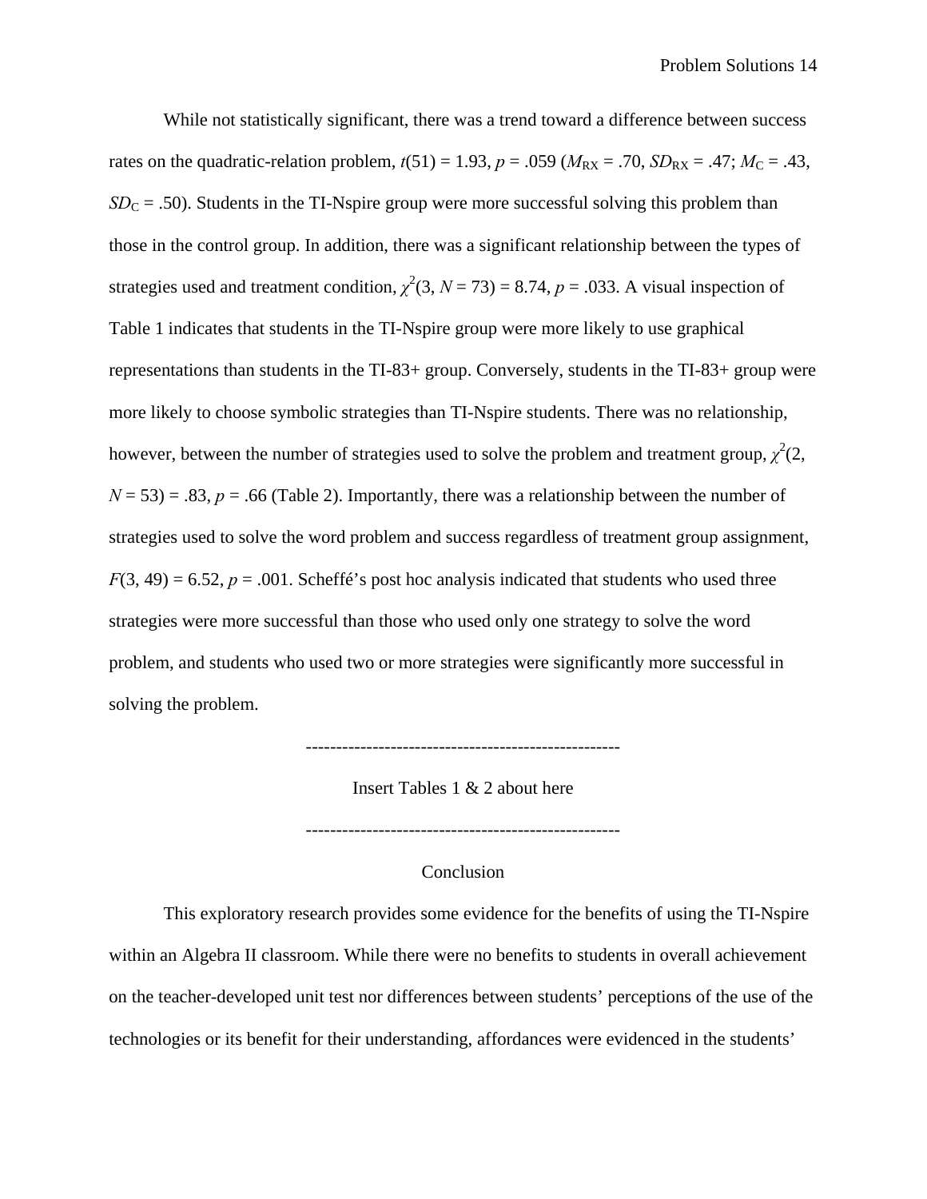While not statistically significant, there was a trend toward a difference between success rates on the quadratic-relation problem, $t(51) = 1.93$, $p = .059$ ($M_{RX} = .70$, $SD_{RX} = .47$; $M_C = .43$, $SD_C = .50$). Students in the TI-Nspire group were more successful solving this problem than those in the control group. In addition, there was a significant relationship between the types of strategies used and treatment condition, $\chi^2(3, N = 73) = 8.74$, $p = .033$. A visual inspection of Table 1 indicates that students in the TI-Nspire group were more likely to use graphical representations than students in the TI-83+ group. Conversely, students in the TI-83+ group were more likely to choose symbolic strategies than TI-Nspire students. There was no relationship, however, between the number of strategies used to solve the problem and treatment group, $\chi^2(2, N = 53) = .83$, $p = .66$ (Table 2). Importantly, there was a relationship between the number of strategies used to solve the word problem and success regardless of treatment group assignment, $F(3, 49) = 6.52$, $p = .001$. Scheffé's post hoc analysis indicated that students who used three strategies were more successful than those who used only one strategy to solve the word problem, and students who used two or more strategies were significantly more successful in solving the problem.

----------------------------------------------------

Insert Tables 1 & 2 about here

----------------------------------------------------

## Conclusion

This exploratory research provides some evidence for the benefits of using the TI-Nspire within an Algebra II classroom. While there were no benefits to students in overall achievement on the teacher-developed unit test nor differences between students' perceptions of the use of the technologies or its benefit for their understanding, affordances were evidenced in the students'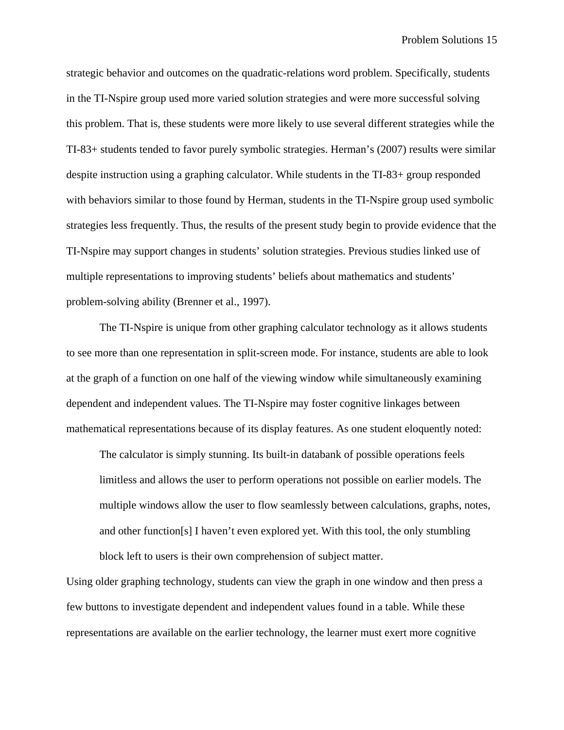strategic behavior and outcomes on the quadratic-relations word problem. Specifically, students in the TI-Nspire group used more varied solution strategies and were more successful solving this problem. That is, these students were more likely to use several different strategies while the TI-83+ students tended to favor purely symbolic strategies. Herman's (2007) results were similar despite instruction using a graphing calculator. While students in the TI-83+ group responded with behaviors similar to those found by Herman, students in the TI-Nspire group used symbolic strategies less frequently. Thus, the results of the present study begin to provide evidence that the TI-Nspire may support changes in students' solution strategies. Previous studies linked use of multiple representations to improving students' beliefs about mathematics and students' problem-solving ability (Brenner et al., 1997).

The TI-Nspire is unique from other graphing calculator technology as it allows students to see more than one representation in split-screen mode. For instance, students are able to look at the graph of a function on one half of the viewing window while simultaneously examining dependent and independent values. The TI-Nspire may foster cognitive linkages between mathematical representations because of its display features. As one student eloquently noted:

> The calculator is simply stunning. Its built-in databank of possible operations feels limitless and allows the user to perform operations not possible on earlier models. The multiple windows allow the user to flow seamlessly between calculations, graphs, notes, and other function[s] I haven't even explored yet. With this tool, the only stumbling block left to users is their own comprehension of subject matter.

Using older graphing technology, students can view the graph in one window and then press a few buttons to investigate dependent and independent values found in a table. While these representations are available on the earlier technology, the learner must exert more cognitive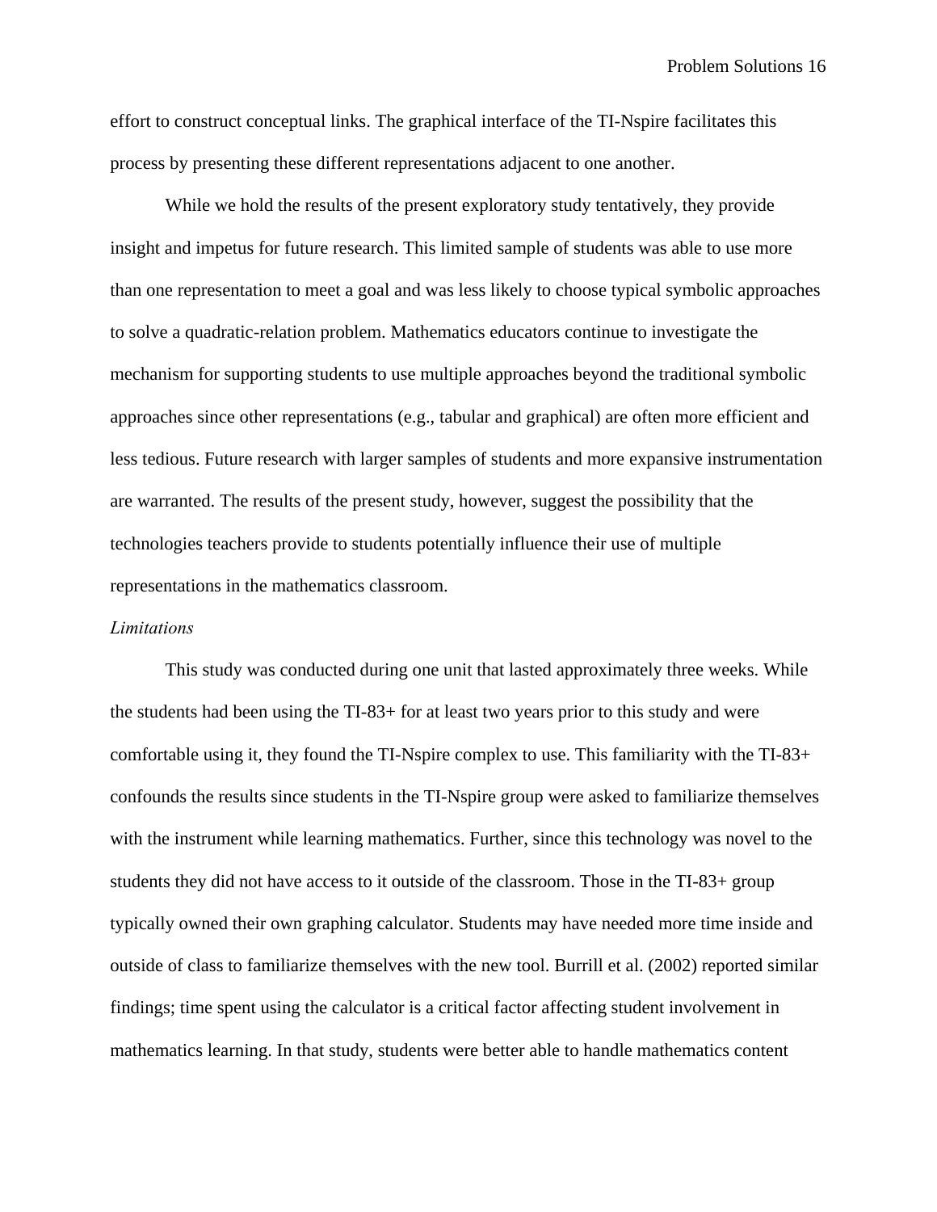effort to construct conceptual links. The graphical interface of the TI-Nspire facilitates this process by presenting these different representations adjacent to one another.

While we hold the results of the present exploratory study tentatively, they provide insight and impetus for future research. This limited sample of students was able to use more than one representation to meet a goal and was less likely to choose typical symbolic approaches to solve a quadratic-relation problem. Mathematics educators continue to investigate the mechanism for supporting students to use multiple approaches beyond the traditional symbolic approaches since other representations (e.g., tabular and graphical) are often more efficient and less tedious. Future research with larger samples of students and more expansive instrumentation are warranted. The results of the present study, however, suggest the possibility that the technologies teachers provide to students potentially influence their use of multiple representations in the mathematics classroom.

*Limitations*

This study was conducted during one unit that lasted approximately three weeks. While the students had been using the TI-83+ for at least two years prior to this study and were comfortable using it, they found the TI-Nspire complex to use. This familiarity with the TI-83+ confounds the results since students in the TI-Nspire group were asked to familiarize themselves with the instrument while learning mathematics. Further, since this technology was novel to the students they did not have access to it outside of the classroom. Those in the TI-83+ group typically owned their own graphing calculator. Students may have needed more time inside and outside of class to familiarize themselves with the new tool. Burrill et al. (2002) reported similar findings; time spent using the calculator is a critical factor affecting student involvement in mathematics learning. In that study, students were better able to handle mathematics content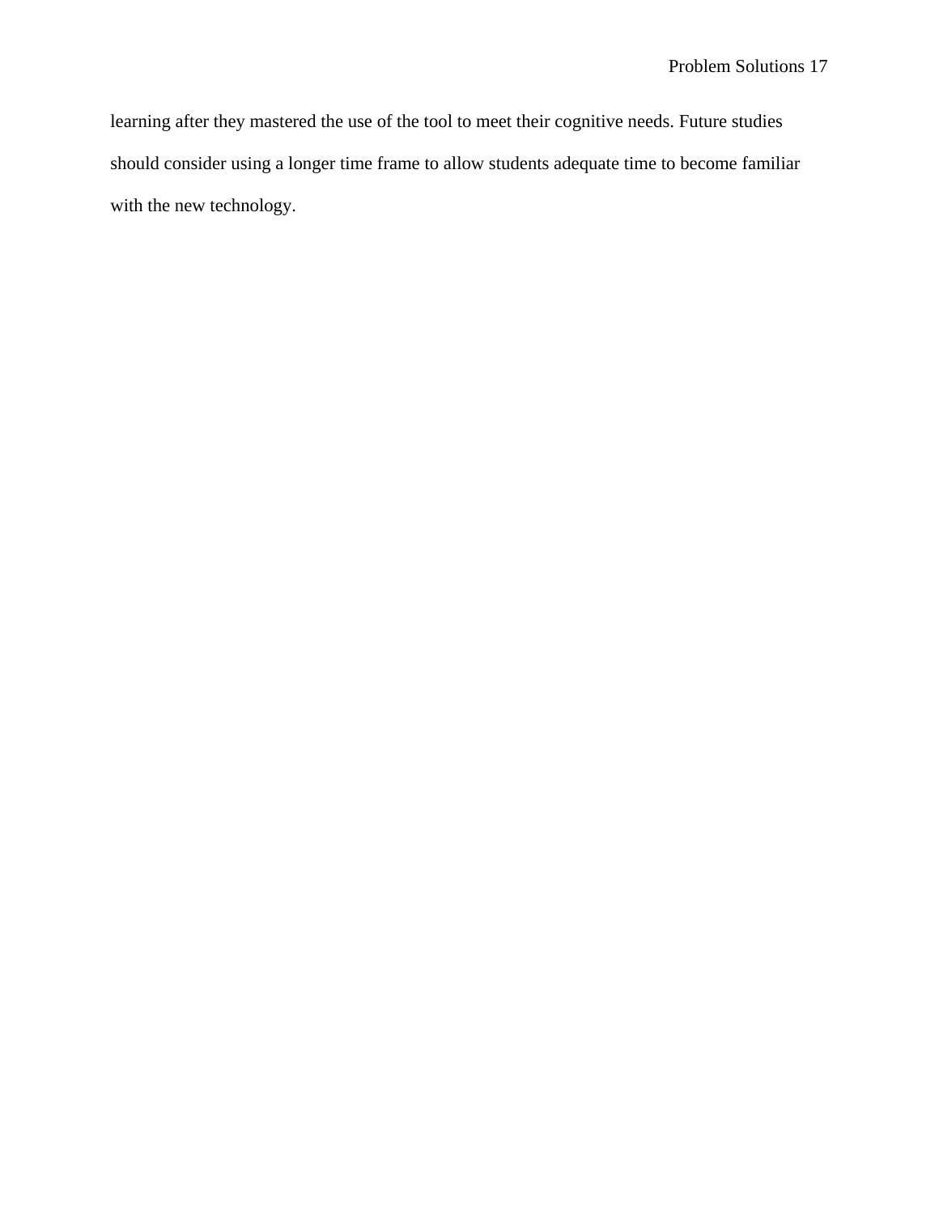learning after they mastered the use of the tool to meet their cognitive needs. Future studies should consider using a longer time frame to allow students adequate time to become familiar with the new technology.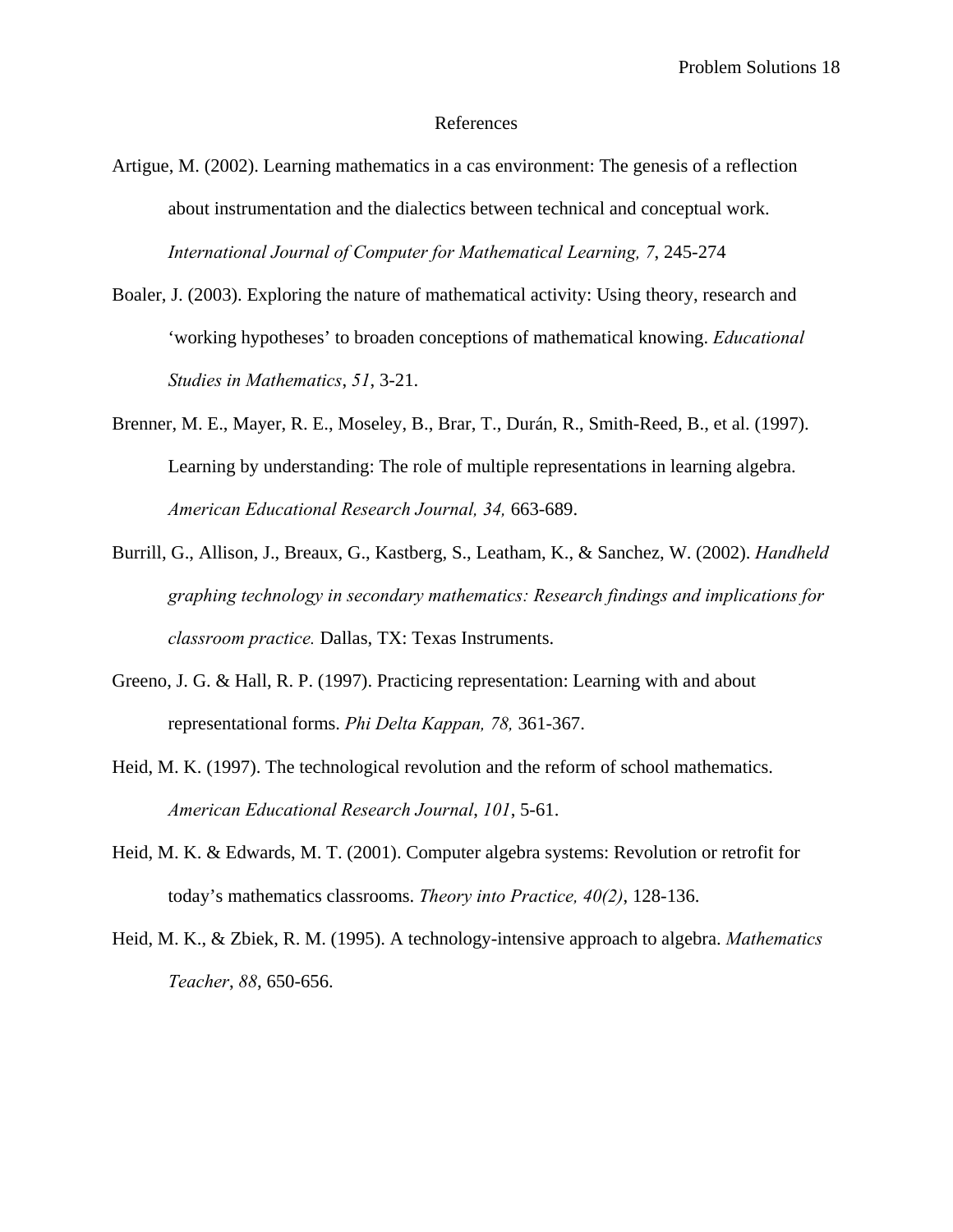# References

Artigue, M. (2002). Learning mathematics in a cas environment: The genesis of a reflection about instrumentation and the dialectics between technical and conceptual work. *International Journal of Computer for Mathematical Learning, 7*, 245-274

Boaler, J. (2003). Exploring the nature of mathematical activity: Using theory, research and 'working hypotheses' to broaden conceptions of mathematical knowing. *Educational Studies in Mathematics*, *51*, 3-21.

Brenner, M. E., Mayer, R. E., Moseley, B., Brar, T., Durán, R., Smith-Reed, B., et al. (1997). Learning by understanding: The role of multiple representations in learning algebra. *American Educational Research Journal, 34,* 663-689.

Burrill, G., Allison, J., Breaux, G., Kastberg, S., Leatham, K., & Sanchez, W. (2002). *Handheld graphing technology in secondary mathematics: Research findings and implications for classroom practice.* Dallas, TX: Texas Instruments.

Greeno, J. G. & Hall, R. P. (1997). Practicing representation: Learning with and about representational forms. *Phi Delta Kappan, 78,* 361-367.

Heid, M. K. (1997). The technological revolution and the reform of school mathematics. *American Educational Research Journal*, *101*, 5-61.

Heid, M. K. & Edwards, M. T. (2001). Computer algebra systems: Revolution or retrofit for today's mathematics classrooms. *Theory into Practice, 40(2)*, 128-136.

Heid, M. K., & Zbiek, R. M. (1995). A technology-intensive approach to algebra. *Mathematics Teacher*, *88*, 650-656.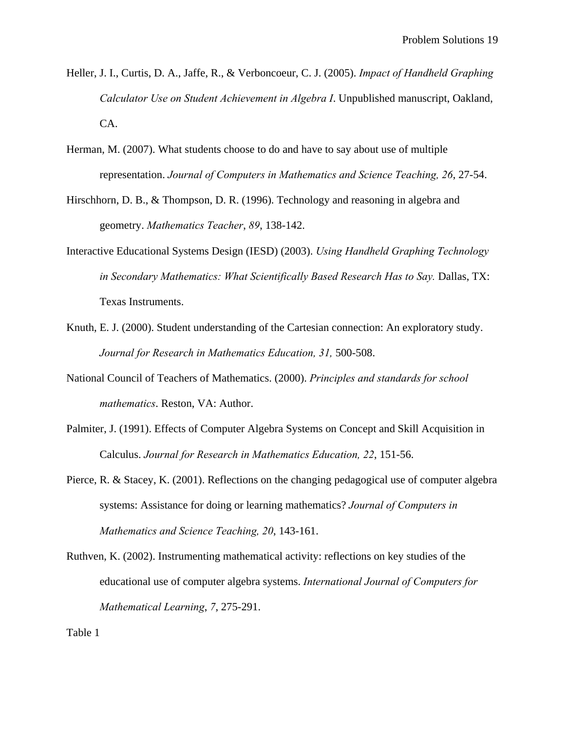Heller, J. I., Curtis, D. A., Jaffe, R., & Verboncoeur, C. J. (2005). *Impact of Handheld Graphing Calculator Use on Student Achievement in Algebra I*. Unpublished manuscript, Oakland, CA.

Herman, M. (2007). What students choose to do and have to say about use of multiple representation. *Journal of Computers in Mathematics and Science Teaching, 26*, 27-54.

Hirschhorn, D. B., & Thompson, D. R. (1996). Technology and reasoning in algebra and geometry. *Mathematics Teacher*, *89*, 138-142.

Interactive Educational Systems Design (IESD) (2003). *Using Handheld Graphing Technology in Secondary Mathematics: What Scientifically Based Research Has to Say.* Dallas, TX: Texas Instruments.

Knuth, E. J. (2000). Student understanding of the Cartesian connection: An exploratory study. *Journal for Research in Mathematics Education, 31,* 500-508.

National Council of Teachers of Mathematics. (2000). *Principles and standards for school mathematics*. Reston, VA: Author.

Palmiter, J. (1991). Effects of Computer Algebra Systems on Concept and Skill Acquisition in Calculus. *Journal for Research in Mathematics Education, 22*, 151-56.

Pierce, R. & Stacey, K. (2001). Reflections on the changing pedagogical use of computer algebra systems: Assistance for doing or learning mathematics? *Journal of Computers in Mathematics and Science Teaching, 20*, 143-161.

Ruthven, K. (2002). Instrumenting mathematical activity: reflections on key studies of the educational use of computer algebra systems. *International Journal of Computers for Mathematical Learning*, *7*, 275-291.

Table 1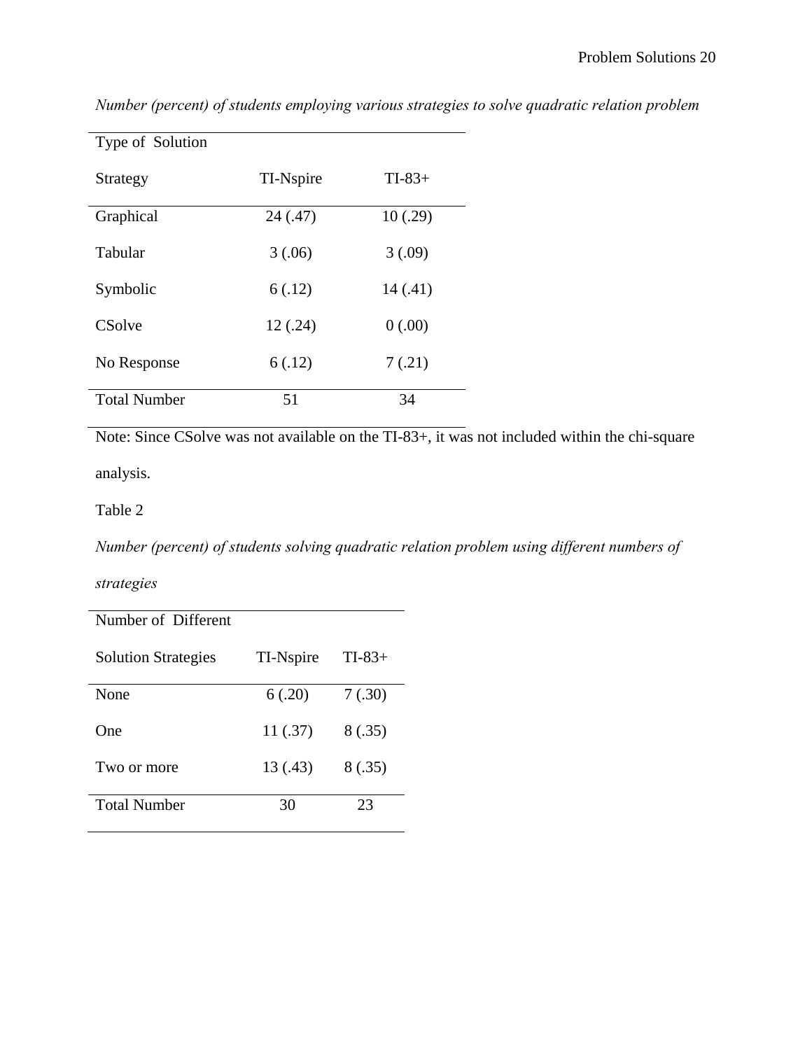*Number (percent) of students employing various strategies to solve quadratic relation problem*

| Type of Solution Strategy | TI-Nspire | TI-83+ |
|---|---|---|
| Graphical | 24 (.47) | 10 (.29) |
| Tabular | 3 (.06) | 3 (.09) |
| Symbolic | 6 (.12) | 14 (.41) |
| CSolve | 12 (.24) | 0 (.00) |
| No Response | 6 (.12) | 7 (.21) |
| Total Number | 51 | 34 |

Note: Since CSolve was not available on the TI-83+, it was not included within the chi-square analysis.

Table 2

*Number (percent) of students solving quadratic relation problem using different numbers of strategies*

| Number of Different Solution Strategies | TI-Nspire | TI-83+ |
|---|---|---|
| None | 6 (.20) | 7 (.30) |
| One | 11 (.37) | 8 (.35) |
| Two or more | 13 (.43) | 8 (.35) |
| Total Number | 30 | 23 |